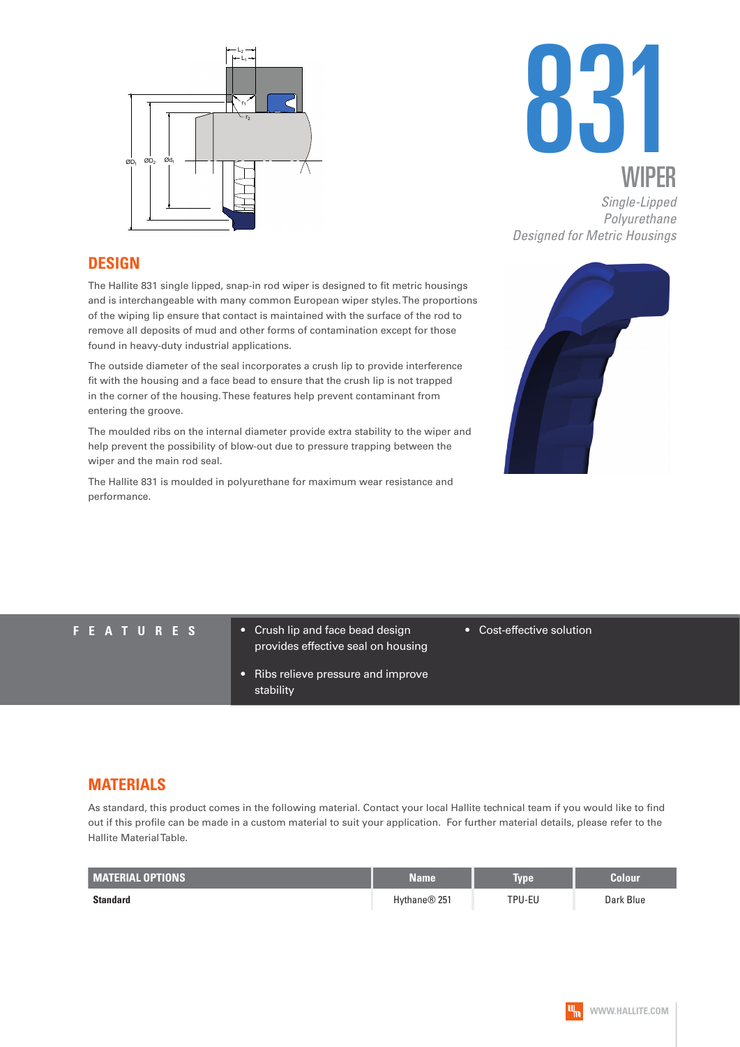# 831

## WIPER

*Single-Lipped Polyurethane*
*Designed for Metric Housings*

## DESIGN

The Hallite 831 single lipped, snap-in rod wiper is designed to fit metric housings and is interchangeable with many common European wiper styles. The proportions of the wiping lip ensure that contact is maintained with the surface of the rod to remove all deposits of mud and other forms of contamination except for those found in heavy-duty industrial applications.

The outside diameter of the seal incorporates a crush lip to provide interference fit with the housing and a face bead to ensure that the crush lip is not trapped in the corner of the housing. These features help prevent contaminant from entering the groove.

The moulded ribs on the internal diameter provide extra stability to the wiper and help prevent the possibility of blow-out due to pressure trapping between the wiper and the main rod seal.

The Hallite 831 is moulded in polyurethane for maximum wear resistance and performance.

## FEATURES

- Crush lip and face bead design provides effective seal on housing
- Ribs relieve pressure and improve stability
- Cost-effective solution

## MATERIALS

As standard, this product comes in the following material. Contact your local Hallite technical team if you would like to find out if this profile can be made in a custom material to suit your application. For further material details, please refer to the Hallite Material Table.

| MATERIAL OPTIONS | Name | Type | Colour |
|---|---|---|---|
| **Standard** | Hythane® 251 | TPU-EU | Dark Blue |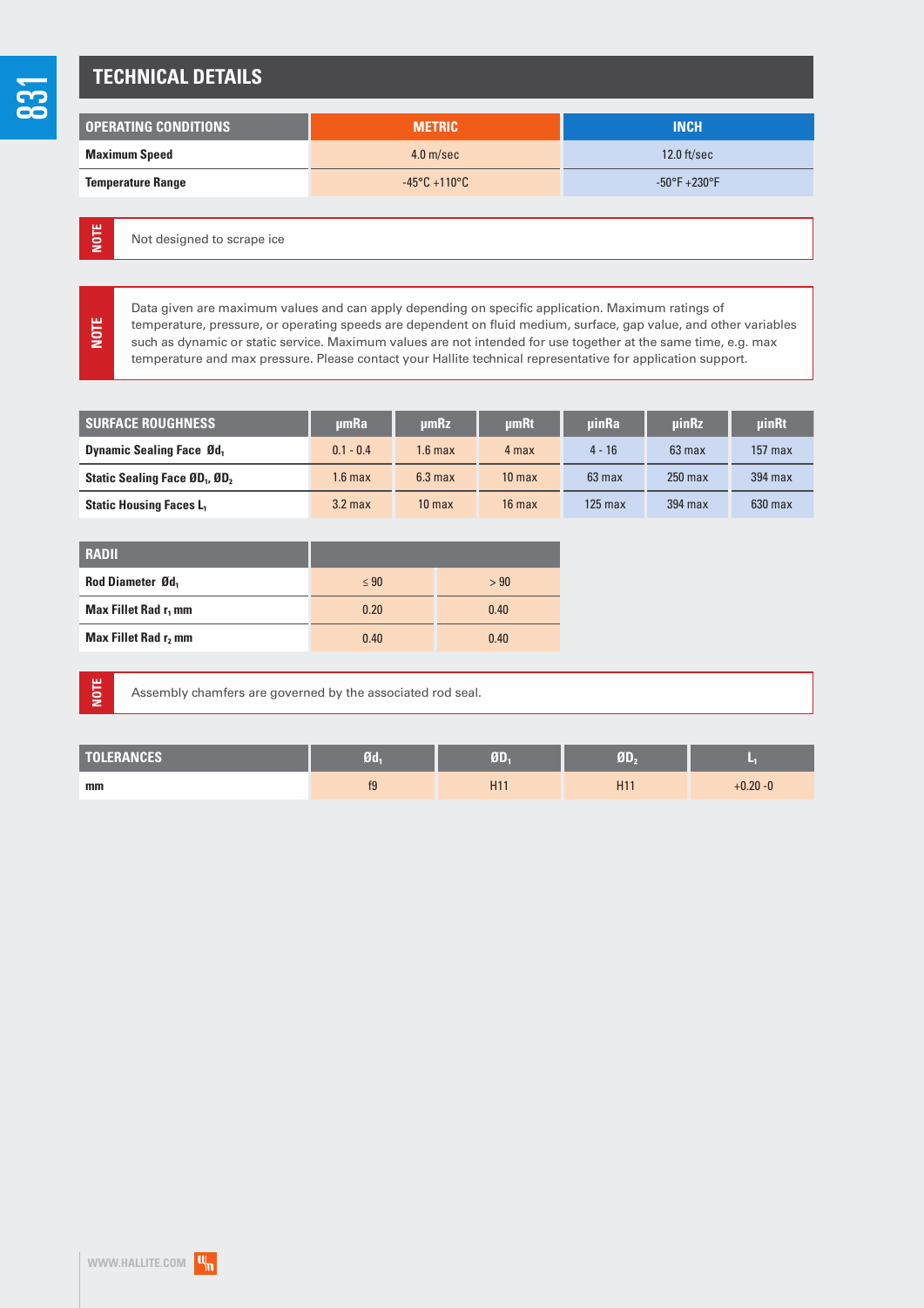# TECHNICAL DETAILS

| OPERATING CONDITIONS | METRIC | INCH |
|---|---|---|
| **Maximum Speed** | 4.0 m/sec | 12.0 ft/sec |
| **Temperature Range** | -45°C +110°C | -50°F +230°F |

**NOTE** Not designed to scrape ice

**NOTE** Data given are maximum values and can apply depending on specific application. Maximum ratings of temperature, pressure, or operating speeds are dependent on fluid medium, surface, gap value, and other variables such as dynamic or static service. Maximum values are not intended for use together at the same time, e.g. max temperature and max pressure. Please contact your Hallite technical representative for application support.

| SURFACE ROUGHNESS | μmRa | μmRz | μmRt | μinRa | μinRz | μinRt |
|---|---|---|---|---|---|---|
| **Dynamic Sealing Face $Ød_1$** | 0.1 - 0.4 | 1.6 max | 4 max | 4 - 16 | 63 max | 157 max |
| **Static Sealing Face $ØD_1$, $ØD_2$** | 1.6 max | 6.3 max | 10 max | 63 max | 250 max | 394 max |
| **Static Housing Faces $L_1$** | 3.2 max | 10 max | 16 max | 125 max | 394 max | 630 max |

| RADII | | |
|---|---|---|
| **Rod Diameter $Ød_1$** | ≤ 90 | > 90 |
| **Max Fillet Rad $r_1$ mm** | 0.20 | 0.40 |
| **Max Fillet Rad $r_2$ mm** | 0.40 | 0.40 |

**NOTE** Assembly chamfers are governed by the associated rod seal.

| TOLERANCES | $Ød_1$ | $ØD_1$ | $ØD_2$ | $L_1$ |
|---|---|---|---|---|
| **mm** | f9 | H11 | H11 | +0.20 -0 |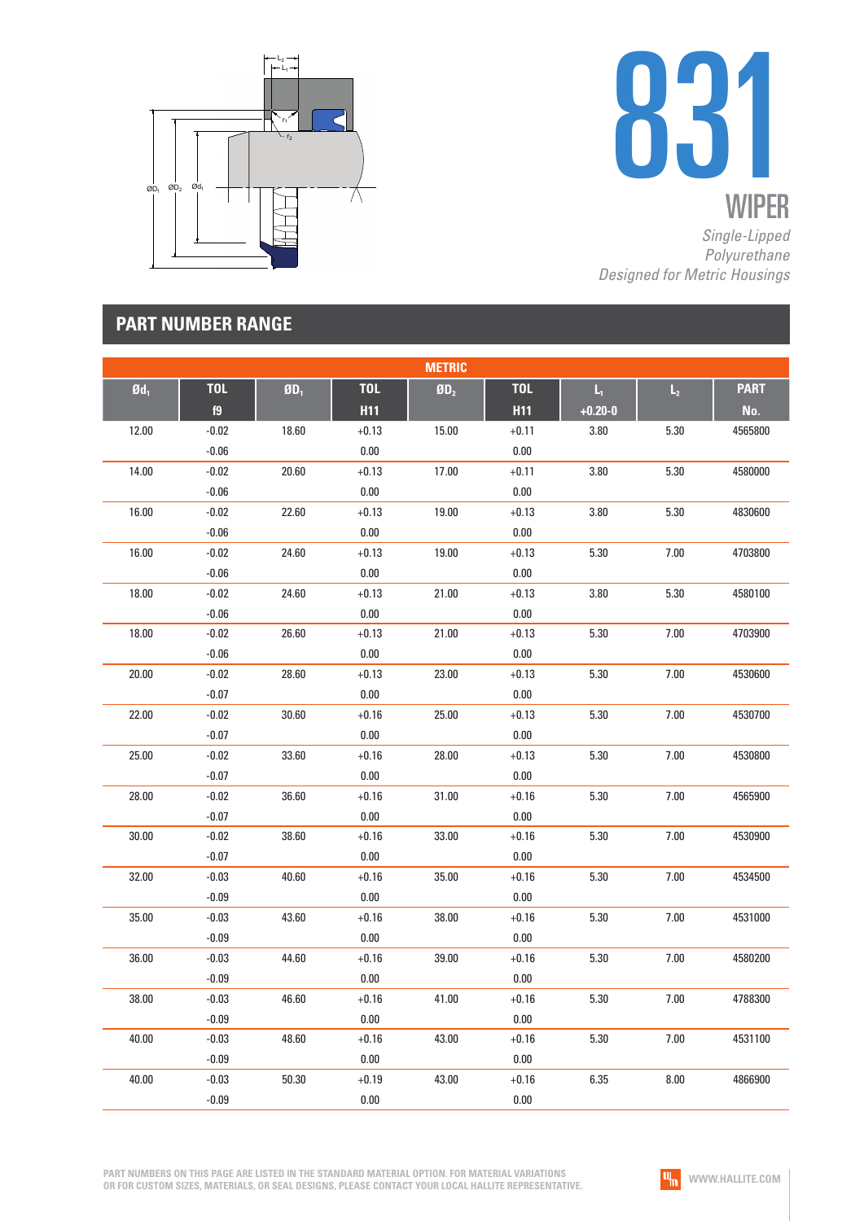# 831

## WIPER

*Single-Lipped Polyurethane*
*Designed for Metric Housings*

## PART NUMBER RANGE

| METRIC | | | | | | | | |
|---|---|---|---|---|---|---|---|---|
| Ød₁ | TOL f9 | ØD₁ | TOL H11 | ØD₂ | TOL H11 | L₁ +0.20-0 | L₂ | PART No. |
| 12.00 | -0.02 / -0.06 | 18.60 | +0.13 / 0.00 | 15.00 | +0.11 / 0.00 | 3.80 | 5.30 | 4565800 |
| 14.00 | -0.02 / -0.06 | 20.60 | +0.13 / 0.00 | 17.00 | +0.11 / 0.00 | 3.80 | 5.30 | 4580000 |
| 16.00 | -0.02 / -0.06 | 22.60 | +0.13 / 0.00 | 19.00 | +0.13 / 0.00 | 3.80 | 5.30 | 4830600 |
| 16.00 | -0.02 / -0.06 | 24.60 | +0.13 / 0.00 | 19.00 | +0.13 / 0.00 | 5.30 | 7.00 | 4703800 |
| 18.00 | -0.02 / -0.06 | 24.60 | +0.13 / 0.00 | 21.00 | +0.13 / 0.00 | 3.80 | 5.30 | 4580100 |
| 18.00 | -0.02 / -0.06 | 26.60 | +0.13 / 0.00 | 21.00 | +0.13 / 0.00 | 5.30 | 7.00 | 4703900 |
| 20.00 | -0.02 / -0.07 | 28.60 | +0.13 / 0.00 | 23.00 | +0.13 / 0.00 | 5.30 | 7.00 | 4530600 |
| 22.00 | -0.02 / -0.07 | 30.60 | +0.16 / 0.00 | 25.00 | +0.13 / 0.00 | 5.30 | 7.00 | 4530700 |
| 25.00 | -0.02 / -0.07 | 33.60 | +0.16 / 0.00 | 28.00 | +0.13 / 0.00 | 5.30 | 7.00 | 4530800 |
| 28.00 | -0.02 / -0.07 | 36.60 | +0.16 / 0.00 | 31.00 | +0.16 / 0.00 | 5.30 | 7.00 | 4565900 |
| 30.00 | -0.02 / -0.07 | 38.60 | +0.16 / 0.00 | 33.00 | +0.16 / 0.00 | 5.30 | 7.00 | 4530900 |
| 32.00 | -0.03 / -0.09 | 40.60 | +0.16 / 0.00 | 35.00 | +0.16 / 0.00 | 5.30 | 7.00 | 4534500 |
| 35.00 | -0.03 / -0.09 | 43.60 | +0.16 / 0.00 | 38.00 | +0.16 / 0.00 | 5.30 | 7.00 | 4531000 |
| 36.00 | -0.03 / -0.09 | 44.60 | +0.16 / 0.00 | 39.00 | +0.16 / 0.00 | 5.30 | 7.00 | 4580200 |
| 38.00 | -0.03 / -0.09 | 46.60 | +0.16 / 0.00 | 41.00 | +0.16 / 0.00 | 5.30 | 7.00 | 4788300 |
| 40.00 | -0.03 / -0.09 | 48.60 | +0.16 / 0.00 | 43.00 | +0.16 / 0.00 | 5.30 | 7.00 | 4531100 |
| 40.00 | -0.03 / -0.09 | 50.30 | +0.19 / 0.00 | 43.00 | +0.16 / 0.00 | 6.35 | 8.00 | 4866900 |

PART NUMBERS ON THIS PAGE ARE LISTED IN THE STANDARD MATERIAL OPTION. FOR MATERIAL VARIATIONS OR FOR CUSTOM SIZES, MATERIALS, OR SEAL DESIGNS, PLEASE CONTACT YOUR LOCAL HALLITE REPRESENTATIVE.

WWW.HALLITE.COM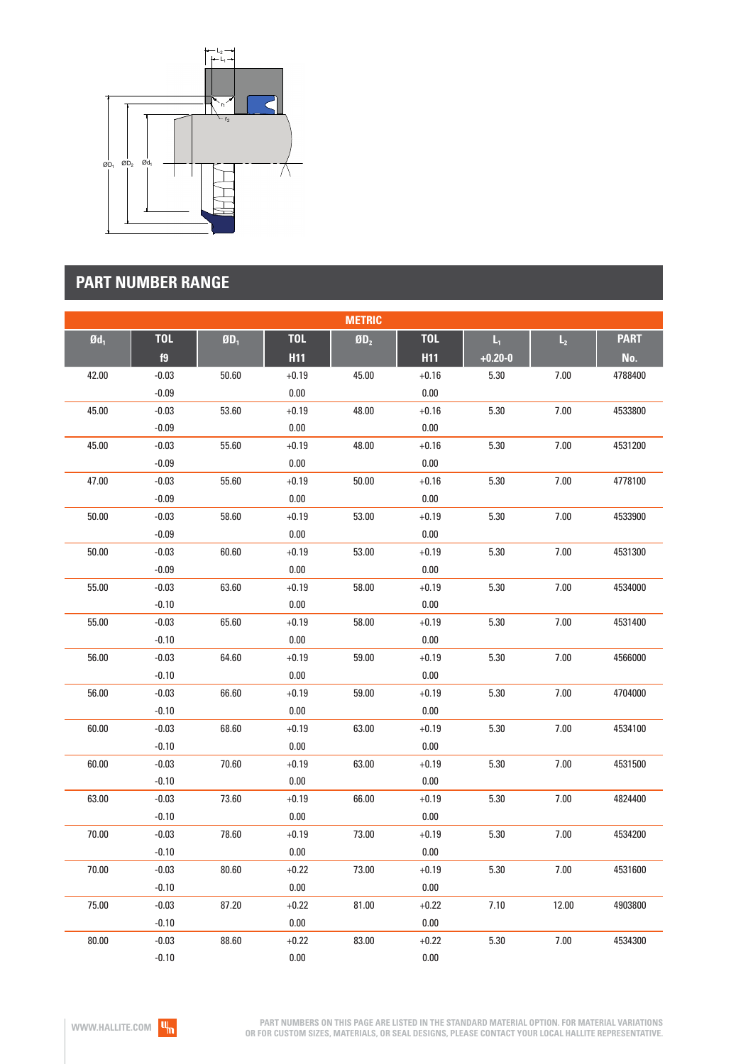## PART NUMBER RANGE

| METRIC | | | | | | | | |
|---|---|---|---|---|---|---|---|---|
| $Ød_1$ | TOL f9 | $ØD_1$ | TOL H11 | $ØD_2$ | TOL H11 | $L_1$ +0.20-0 | $L_2$ | PART No. |
| 42.00 | -0.03 / -0.09 | 50.60 | +0.19 / 0.00 | 45.00 | +0.16 / 0.00 | 5.30 | 7.00 | 4788400 |
| 45.00 | -0.03 / -0.09 | 53.60 | +0.19 / 0.00 | 48.00 | +0.16 / 0.00 | 5.30 | 7.00 | 4533800 |
| 45.00 | -0.03 / -0.09 | 55.60 | +0.19 / 0.00 | 48.00 | +0.16 / 0.00 | 5.30 | 7.00 | 4531200 |
| 47.00 | -0.03 / -0.09 | 55.60 | +0.19 / 0.00 | 50.00 | +0.16 / 0.00 | 5.30 | 7.00 | 4778100 |
| 50.00 | -0.03 / -0.09 | 58.60 | +0.19 / 0.00 | 53.00 | +0.19 / 0.00 | 5.30 | 7.00 | 4533900 |
| 50.00 | -0.03 / -0.09 | 60.60 | +0.19 / 0.00 | 53.00 | +0.19 / 0.00 | 5.30 | 7.00 | 4531300 |
| 55.00 | -0.03 / -0.10 | 63.60 | +0.19 / 0.00 | 58.00 | +0.19 / 0.00 | 5.30 | 7.00 | 4534000 |
| 55.00 | -0.03 / -0.10 | 65.60 | +0.19 / 0.00 | 58.00 | +0.19 / 0.00 | 5.30 | 7.00 | 4531400 |
| 56.00 | -0.03 / -0.10 | 64.60 | +0.19 / 0.00 | 59.00 | +0.19 / 0.00 | 5.30 | 7.00 | 4566000 |
| 56.00 | -0.03 / -0.10 | 66.60 | +0.19 / 0.00 | 59.00 | +0.19 / 0.00 | 5.30 | 7.00 | 4704000 |
| 60.00 | -0.03 / -0.10 | 68.60 | +0.19 / 0.00 | 63.00 | +0.19 / 0.00 | 5.30 | 7.00 | 4534100 |
| 60.00 | -0.03 / -0.10 | 70.60 | +0.19 / 0.00 | 63.00 | +0.19 / 0.00 | 5.30 | 7.00 | 4531500 |
| 63.00 | -0.03 / -0.10 | 73.60 | +0.19 / 0.00 | 66.00 | +0.19 / 0.00 | 5.30 | 7.00 | 4824400 |
| 70.00 | -0.03 / -0.10 | 78.60 | +0.19 / 0.00 | 73.00 | +0.19 / 0.00 | 5.30 | 7.00 | 4534200 |
| 70.00 | -0.03 / -0.10 | 80.60 | +0.22 / 0.00 | 73.00 | +0.19 / 0.00 | 5.30 | 7.00 | 4531600 |
| 75.00 | -0.03 / -0.10 | 87.20 | +0.22 / 0.00 | 81.00 | +0.22 / 0.00 | 7.10 | 12.00 | 4903800 |
| 80.00 | -0.03 / -0.10 | 88.60 | +0.22 / 0.00 | 83.00 | +0.22 / 0.00 | 5.30 | 7.00 | 4534300 |

PART NUMBERS ON THIS PAGE ARE LISTED IN THE STANDARD MATERIAL OPTION. FOR MATERIAL VARIATIONS OR FOR CUSTOM SIZES, MATERIALS, OR SEAL DESIGNS, PLEASE CONTACT YOUR LOCAL HALLITE REPRESENTATIVE.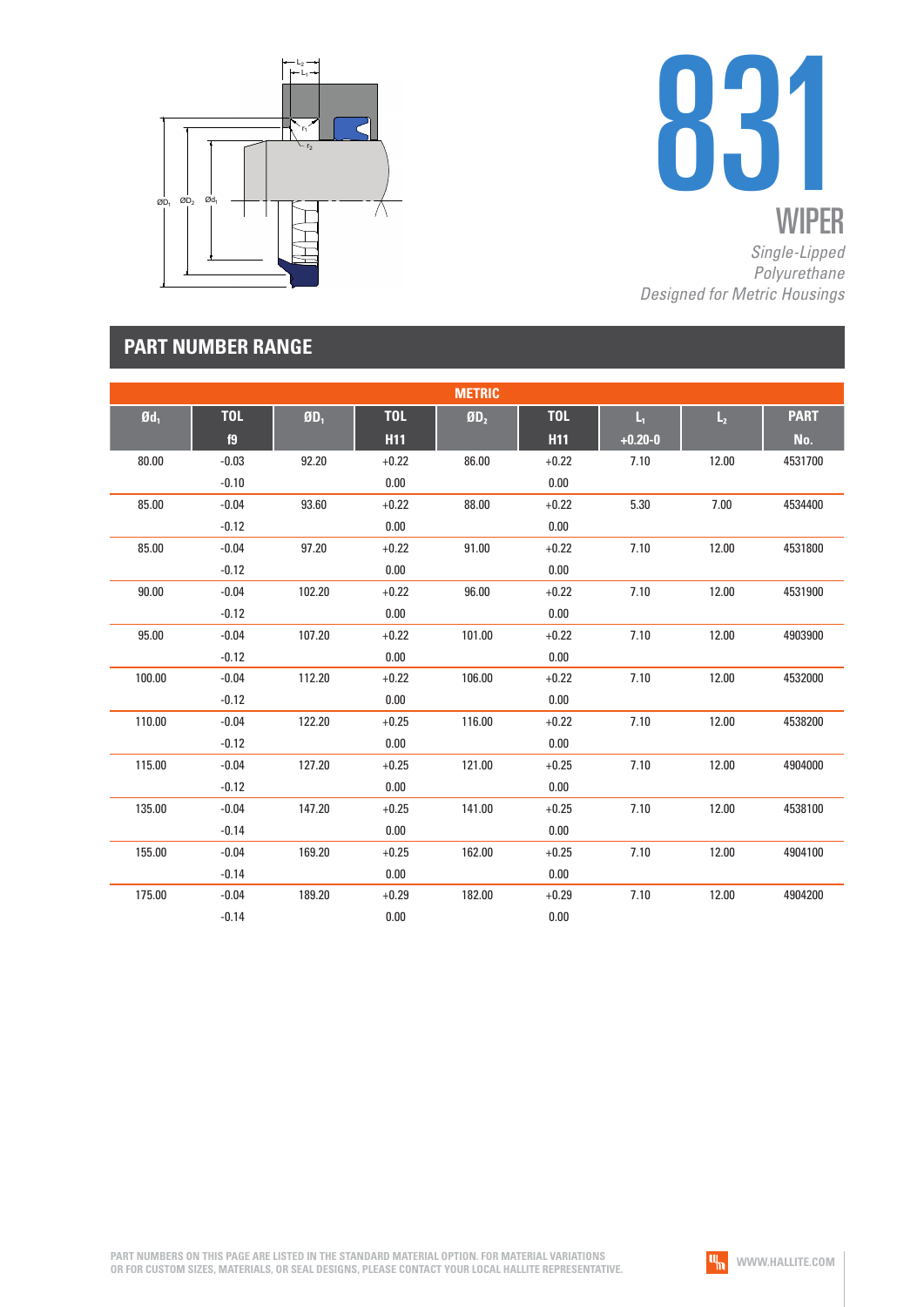# 831

## WIPER

*Single-Lipped*
*Polyurethane*
*Designed for Metric Housings*

## PART NUMBER RANGE

| METRIC | | | | | | | | |
|---|---|---|---|---|---|---|---|---|
| $Ød_1$ | TOL f9 | $ØD_1$ | TOL H11 | $ØD_2$ | TOL H11 | $L_1$ +0.20-0 | $L_2$ | PART No. |
| 80.00 | -0.03 -0.10 | 92.20 | +0.22 0.00 | 86.00 | +0.22 0.00 | 7.10 | 12.00 | 4531700 |
| 85.00 | -0.04 -0.12 | 93.60 | +0.22 0.00 | 88.00 | +0.22 0.00 | 5.30 | 7.00 | 4534400 |
| 85.00 | -0.04 -0.12 | 97.20 | +0.22 0.00 | 91.00 | +0.22 0.00 | 7.10 | 12.00 | 4531800 |
| 90.00 | -0.04 -0.12 | 102.20 | +0.22 0.00 | 96.00 | +0.22 0.00 | 7.10 | 12.00 | 4531900 |
| 95.00 | -0.04 -0.12 | 107.20 | +0.22 0.00 | 101.00 | +0.22 0.00 | 7.10 | 12.00 | 4903900 |
| 100.00 | -0.04 -0.12 | 112.20 | +0.22 0.00 | 106.00 | +0.22 0.00 | 7.10 | 12.00 | 4532000 |
| 110.00 | -0.04 -0.12 | 122.20 | +0.25 0.00 | 116.00 | +0.22 0.00 | 7.10 | 12.00 | 4538200 |
| 115.00 | -0.04 -0.12 | 127.20 | +0.25 0.00 | 121.00 | +0.25 0.00 | 7.10 | 12.00 | 4904000 |
| 135.00 | -0.04 -0.14 | 147.20 | +0.25 0.00 | 141.00 | +0.25 0.00 | 7.10 | 12.00 | 4538100 |
| 155.00 | -0.04 -0.14 | 169.20 | +0.25 0.00 | 162.00 | +0.25 0.00 | 7.10 | 12.00 | 4904100 |
| 175.00 | -0.04 -0.14 | 189.20 | +0.29 0.00 | 182.00 | +0.29 0.00 | 7.10 | 12.00 | 4904200 |

PART NUMBERS ON THIS PAGE ARE LISTED IN THE STANDARD MATERIAL OPTION. FOR MATERIAL VARIATIONS OR FOR CUSTOM SIZES, MATERIALS, OR SEAL DESIGNS, PLEASE CONTACT YOUR LOCAL HALLITE REPRESENTATIVE.

WWW.HALLITE.COM